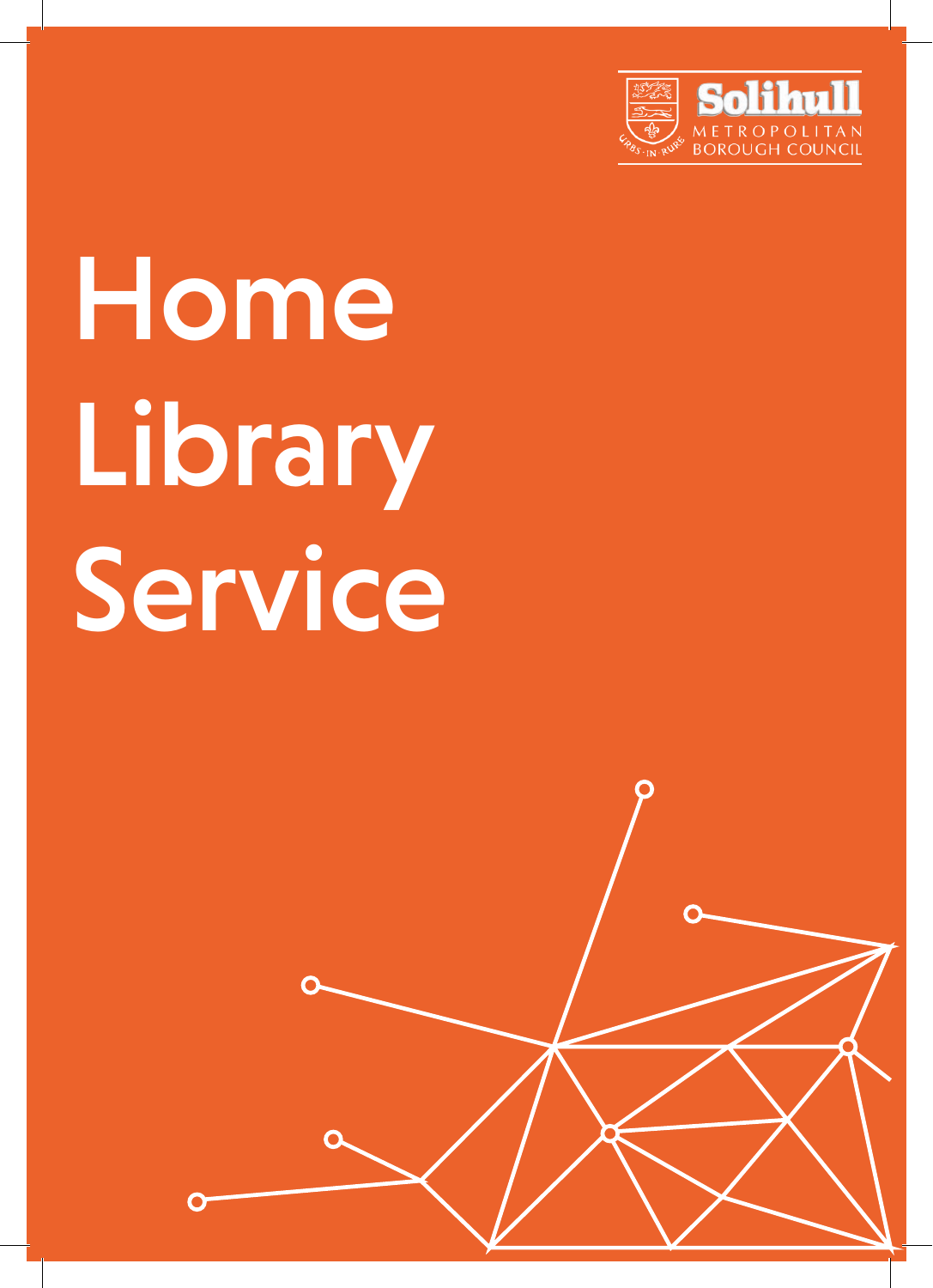Solihull Metropolitan Borough Council

# Home Library Service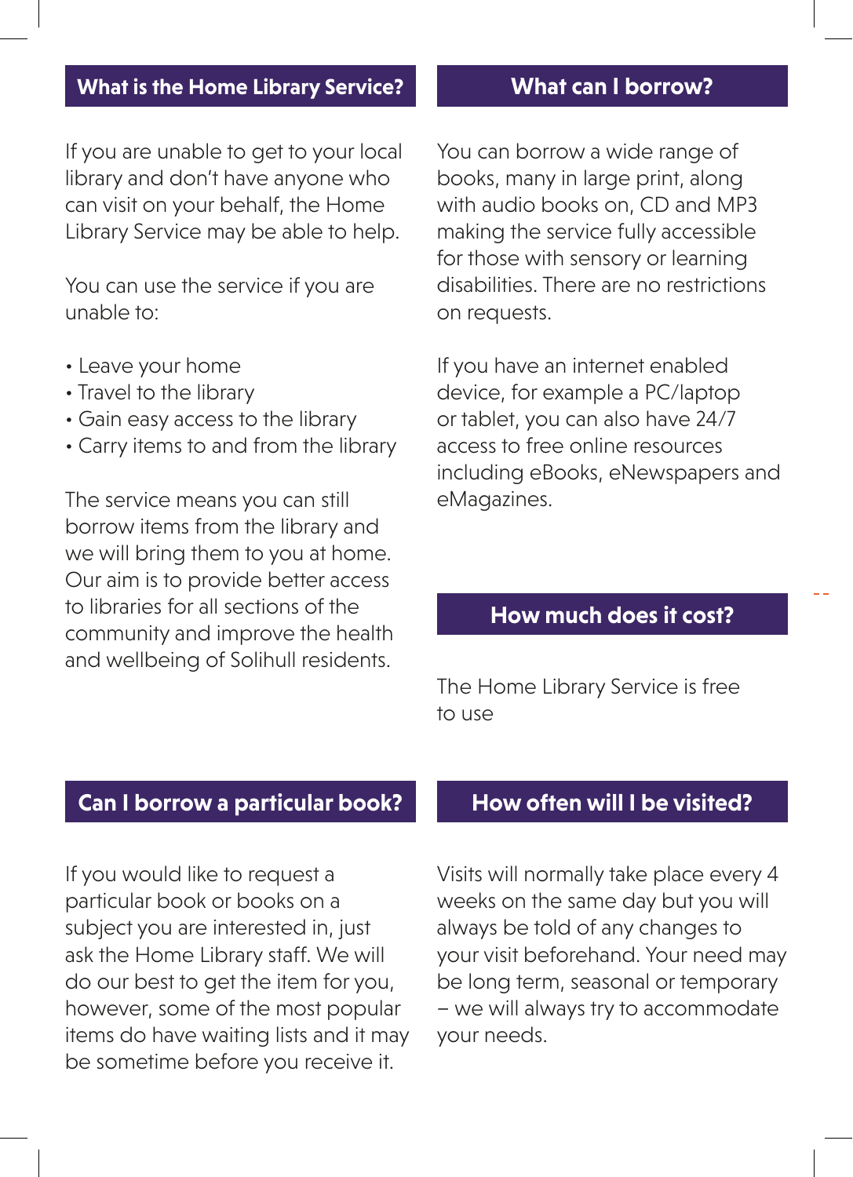## What is the Home Library Service?

If you are unable to get to your local library and don't have anyone who can visit on your behalf, the Home Library Service may be able to help.

You can use the service if you are unable to:

- Leave your home
- Travel to the library
- Gain easy access to the library
- Carry items to and from the library

The service means you can still borrow items from the library and we will bring them to you at home. Our aim is to provide better access to libraries for all sections of the community and improve the health and wellbeing of Solihull residents.

## What can I borrow?

You can borrow a wide range of books, many in large print, along with audio books on, CD and MP3 making the service fully accessible for those with sensory or learning disabilities. There are no restrictions on requests.

If you have an internet enabled device, for example a PC/laptop or tablet, you can also have 24/7 access to free online resources including eBooks, eNewspapers and eMagazines.

## How much does it cost?

The Home Library Service is free to use

## Can I borrow a particular book?

If you would like to request a particular book or books on a subject you are interested in, just ask the Home Library staff. We will do our best to get the item for you, however, some of the most popular items do have waiting lists and it may be sometime before you receive it.

## How often will I be visited?

Visits will normally take place every 4 weeks on the same day but you will always be told of any changes to your visit beforehand. Your need may be long term, seasonal or temporary – we will always try to accommodate your needs.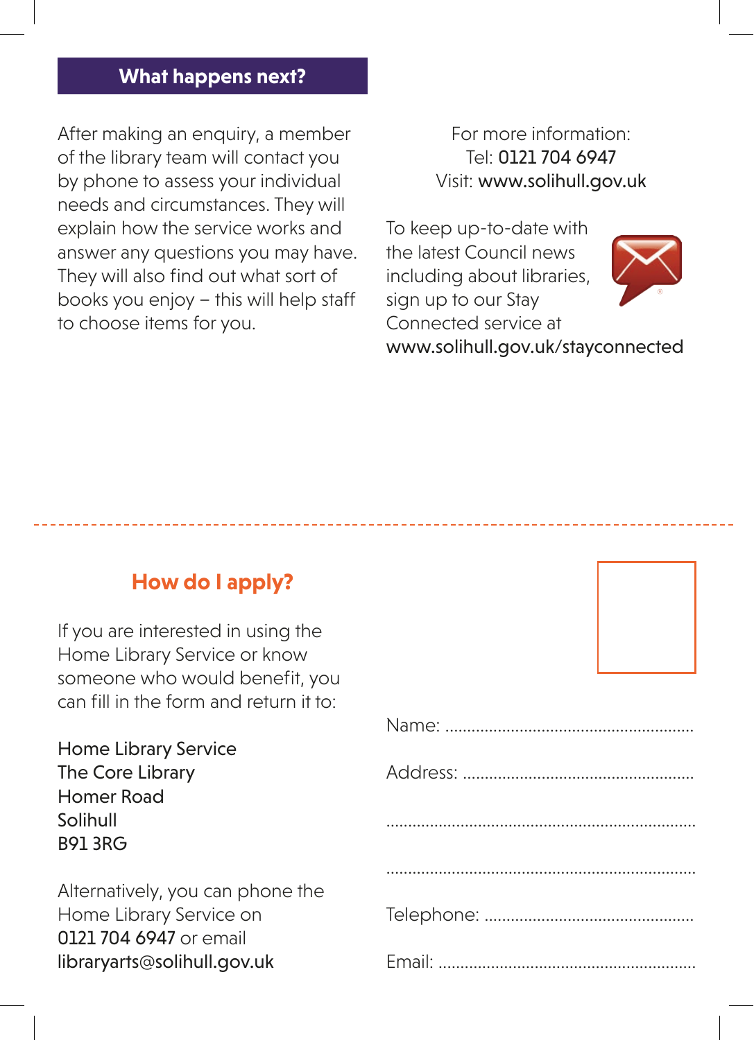## What happens next?

After making an enquiry, a member of the library team will contact you by phone to assess your individual needs and circumstances. They will explain how the service works and answer any questions you may have. They will also find out what sort of books you enjoy – this will help staff to choose items for you.

For more information:
Tel: 0121 704 6947
Visit: www.solihull.gov.uk

To keep up-to-date with the latest Council news including about libraries, sign up to our Stay Connected service at www.solihull.gov.uk/stayconnected

## How do I apply?

If you are interested in using the Home Library Service or know someone who would benefit, you can fill in the form and return it to:

Home Library Service
The Core Library
Homer Road
Solihull
B91 3RG

Alternatively, you can phone the Home Library Service on 0121 704 6947 or email libraryarts@solihull.gov.uk

Name: ........................................................

Address: ....................................................

......................................................................

......................................................................

Telephone: ...............................................

Email: ..........................................................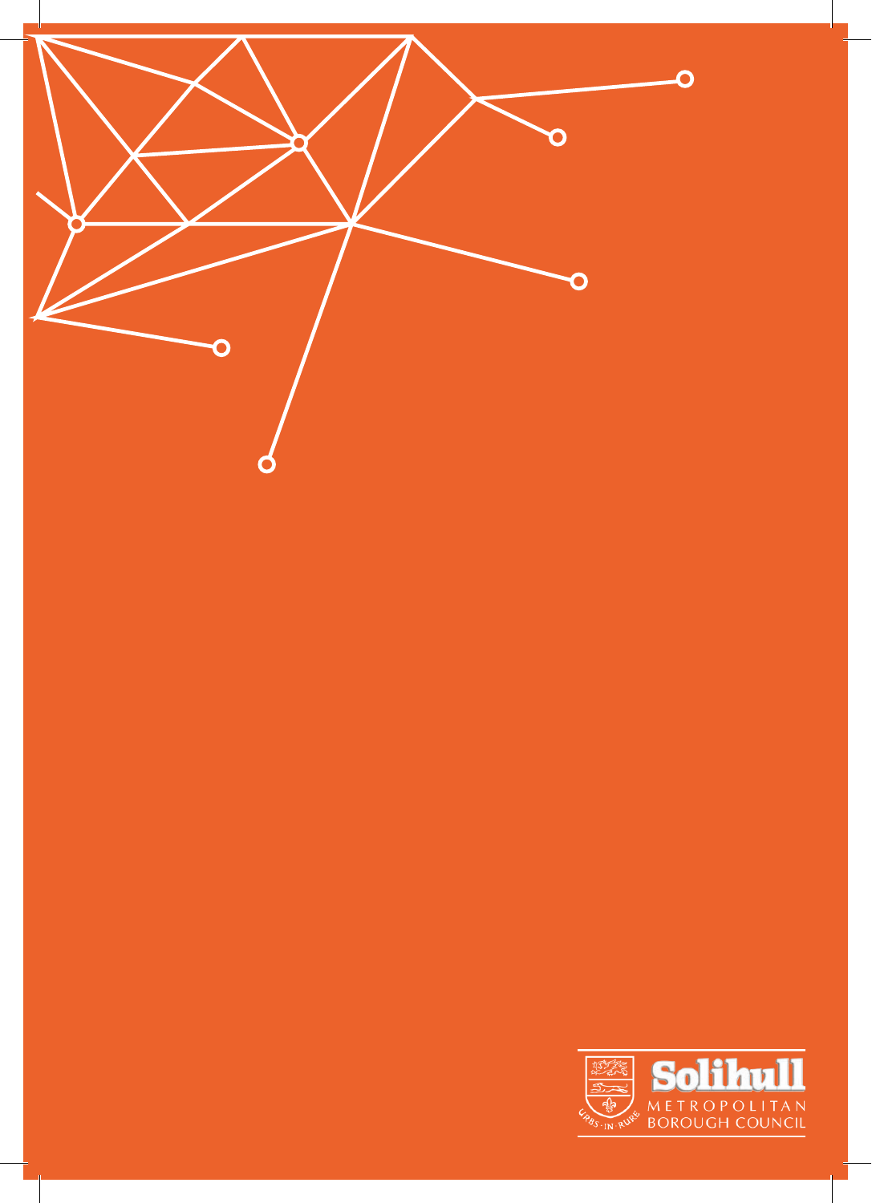Solihull

METROPOLITAN BOROUGH COUNCIL

URBS · IN · RURE